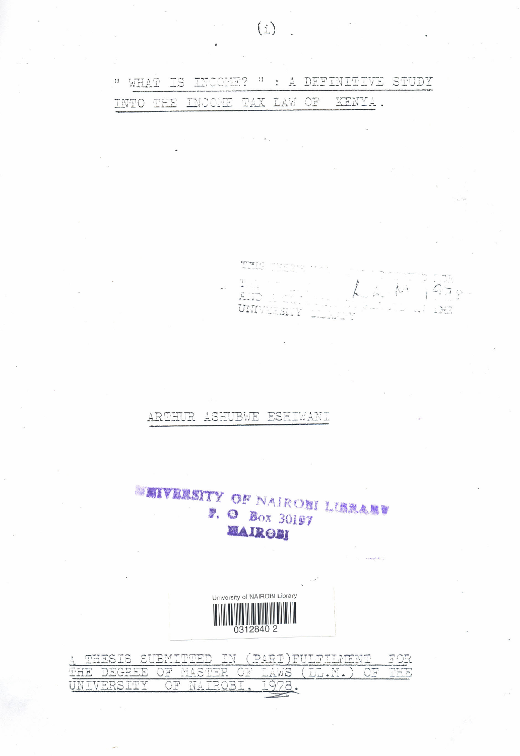# " WHAT IS INCOME? " : A DEFINITIVE STUDY INTO THE INCOME TAX LAW OF KENYA.

ARTHUR ASHUBWE ESHIWANI

UNIVERSITY OF NAIROBI LIBRARY
P. O Box 30197
NAIROBI

A THESIS SUBMITTED IN (PART)FULFILMENT FOR THE DEGREE OF MASTER OF LAWS (LL.M.) OF THE UNIVERSITY OF NAIROBI, 1978.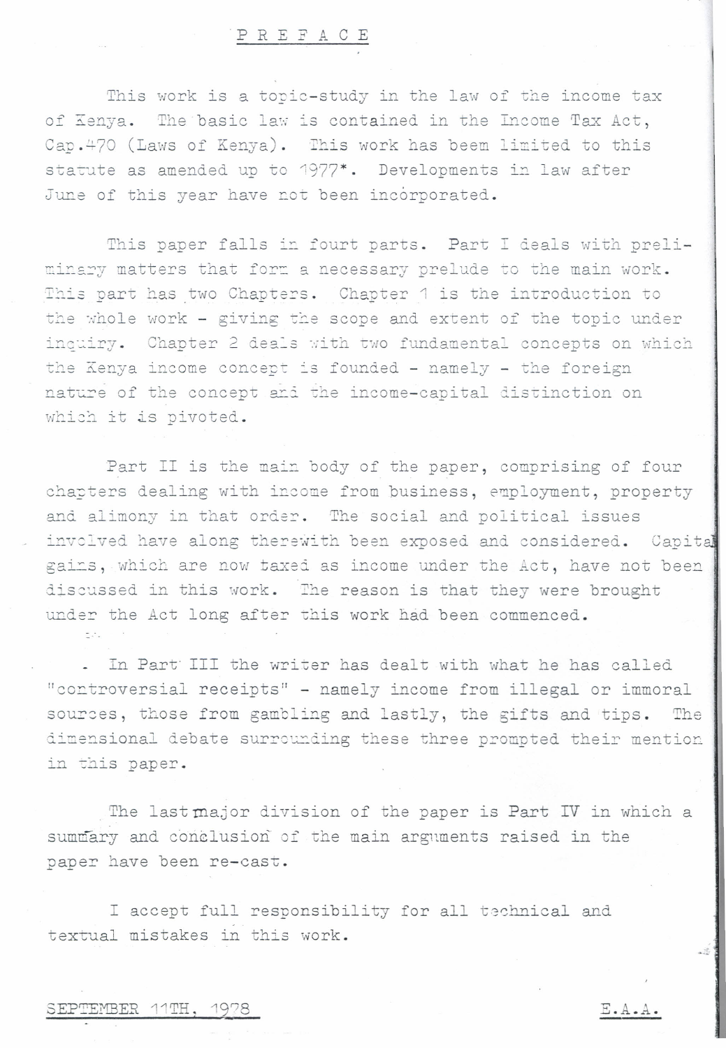# PREFACE

This work is a topic-study in the law of the income tax of Kenya. The basic law is contained in the Income Tax Act, Cap.470 (Laws of Kenya). This work has beem limited to this statute as amended up to 1977*. Developments in law after June of this year have not been incorporated.

This paper falls in fourt parts. Part I deals with preliminary matters that form a necessary prelude to the main work. This part has two Chapters. Chapter 1 is the introduction to the whole work - giving the scope and extent of the topic under inquiry. Chapter 2 deals with two fundamental concepts on which the Kenya income concept is founded - namely - the foreign nature of the concept and the income-capital distinction on which it is pivoted.

Part II is the main body of the paper, comprising of four chapters dealing with income from business, employment, property and alimony in that order. The social and political issues involved have along therewith been exposed and considered. Capital gains, which are now taxed as income under the Act, have not been discussed in this work. The reason is that they were brought under the Act long after this work had been commenced.

In Part III the writer has dealt with what he has called "controversial receipts" - namely income from illegal or immoral sources, those from gambling and lastly, the gifts and tips. The dimensional debate surrounding these three prompted their mention in this paper.

The last major division of the paper is Part IV in which a summary and conclusion of the main arguments raised in the paper have been re-cast.

I accept full responsibility for all technical and textual mistakes in this work.

SEPTEMBER 11TH, 1978

E.A.A.